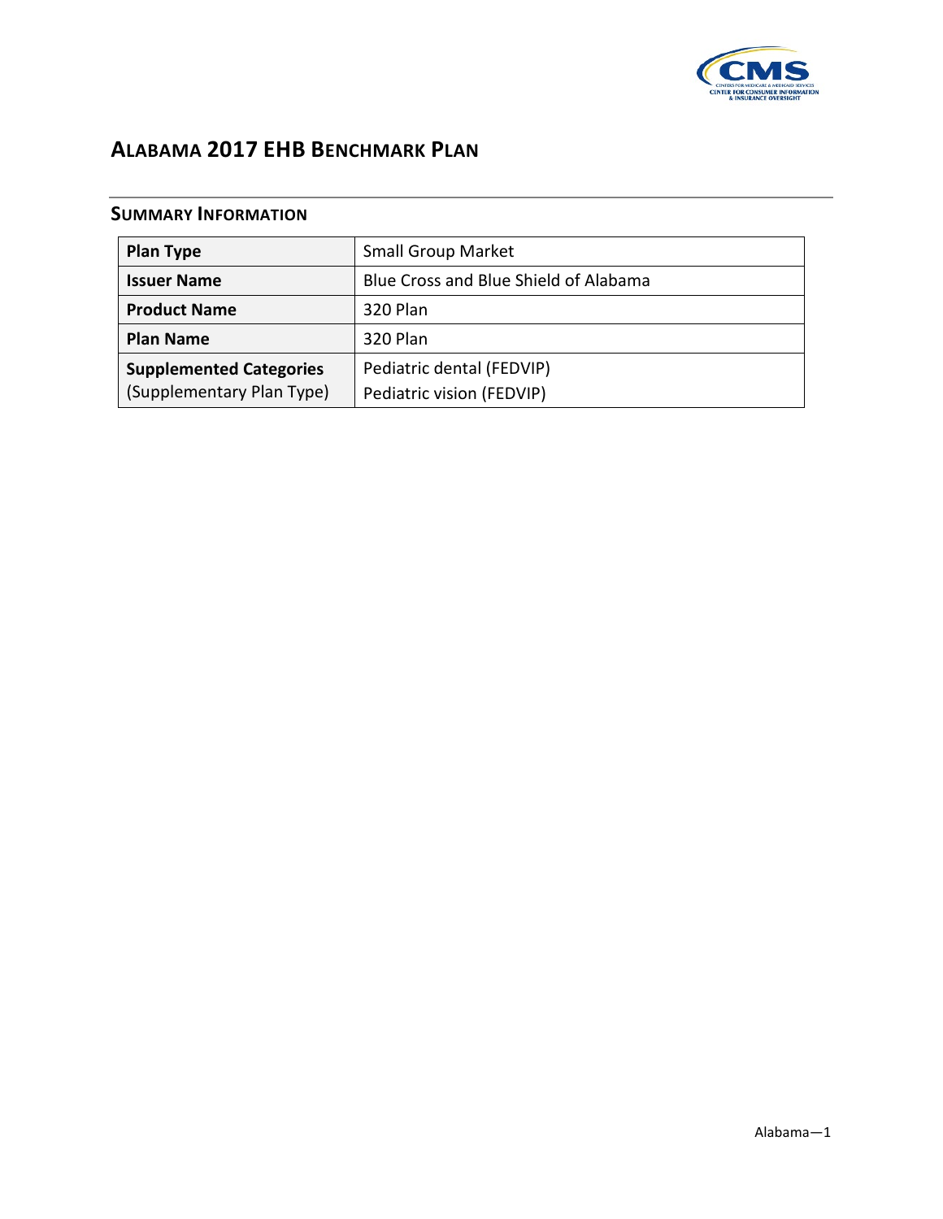# ALABAMA 2017 EHB BENCHMARK PLAN

## SUMMARY INFORMATION

| **Plan Type** | Small Group Market |
|---|---|
| **Issuer Name** | Blue Cross and Blue Shield of Alabama |
| **Product Name** | 320 Plan |
| **Plan Name** | 320 Plan |
| **Supplemented Categories** (Supplementary Plan Type) | Pediatric dental (FEDVIP)<br>Pediatric vision (FEDVIP) |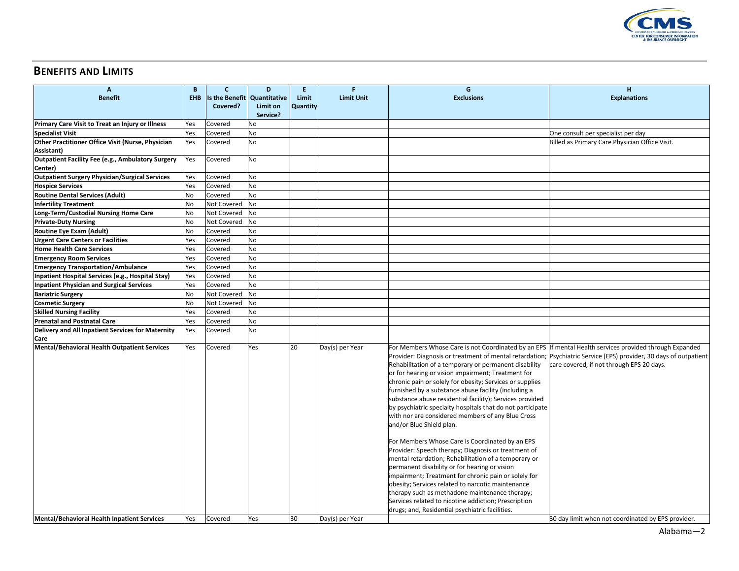## BENEFITS AND LIMITS

| A<br>Benefit | B<br>EHB | C<br>Is the Benefit Covered? | D<br>Quantitative Limit on Service? | E<br>Limit Quantity | F<br>Limit Unit | G<br>Exclusions | H<br>Explanations |
|---|---|---|---|---|---|---|---|
| **Primary Care Visit to Treat an Injury or Illness** | Yes | Covered | No | | | | |
| **Specialist Visit** | Yes | Covered | No | | | | One consult per specialist per day |
| **Other Practitioner Office Visit (Nurse, Physician Assistant)** | Yes | Covered | No | | | | Billed as Primary Care Physician Office Visit. |
| **Outpatient Facility Fee (e.g., Ambulatory Surgery Center)** | Yes | Covered | No | | | | |
| **Outpatient Surgery Physician/Surgical Services** | Yes | Covered | No | | | | |
| **Hospice Services** | Yes | Covered | No | | | | |
| **Routine Dental Services (Adult)** | No | Covered | No | | | | |
| **Infertility Treatment** | No | Not Covered | No | | | | |
| **Long-Term/Custodial Nursing Home Care** | No | Not Covered | No | | | | |
| **Private-Duty Nursing** | No | Not Covered | No | | | | |
| **Routine Eye Exam (Adult)** | No | Covered | No | | | | |
| **Urgent Care Centers or Facilities** | Yes | Covered | No | | | | |
| **Home Health Care Services** | Yes | Covered | No | | | | |
| **Emergency Room Services** | Yes | Covered | No | | | | |
| **Emergency Transportation/Ambulance** | Yes | Covered | No | | | | |
| **Inpatient Hospital Services (e.g., Hospital Stay)** | Yes | Covered | No | | | | |
| **Inpatient Physician and Surgical Services** | Yes | Covered | No | | | | |
| **Bariatric Surgery** | No | Not Covered | No | | | | |
| **Cosmetic Surgery** | No | Not Covered | No | | | | |
| **Skilled Nursing Facility** | Yes | Covered | No | | | | |
| **Prenatal and Postnatal Care** | Yes | Covered | No | | | | |
| **Delivery and All Inpatient Services for Maternity Care** | Yes | Covered | No | | | | |
| **Mental/Behavioral Health Outpatient Services** | Yes | Covered | Yes | 20 | Day(s) per Year | For Members Whose Care is not Coordinated by an EPS Provider: Diagnosis or treatment of mental retardation; Rehabilitation of a temporary or permanent disability or for hearing or vision impairment; Treatment for chronic pain or solely for obesity; Services or supplies furnished by a substance abuse facility (including a substance abuse residential facility); Services provided by psychiatric specialty hospitals that do not participate with nor are considered members of any Blue Cross and/or Blue Shield plan.<br><br>For Members Whose Care is Coordinated by an EPS Provider: Speech therapy; Diagnosis or treatment of mental retardation; Rehabilitation of a temporary or permanent disability or for hearing or vision impairment; Treatment for chronic pain or solely for obesity; Services related to narcotic maintenance therapy such as methadone maintenance therapy; Services related to nicotine addiction; Prescription drugs; and, Residential psychiatric facilities. | If mental Health services provided through Expanded Psychiatric Service (EPS) provider, 30 days of outpatient care covered, if not through EPS 20 days. |
| **Mental/Behavioral Health Inpatient Services** | Yes | Covered | Yes | 30 | Day(s) per Year | | 30 day limit when not coordinated by EPS provider. |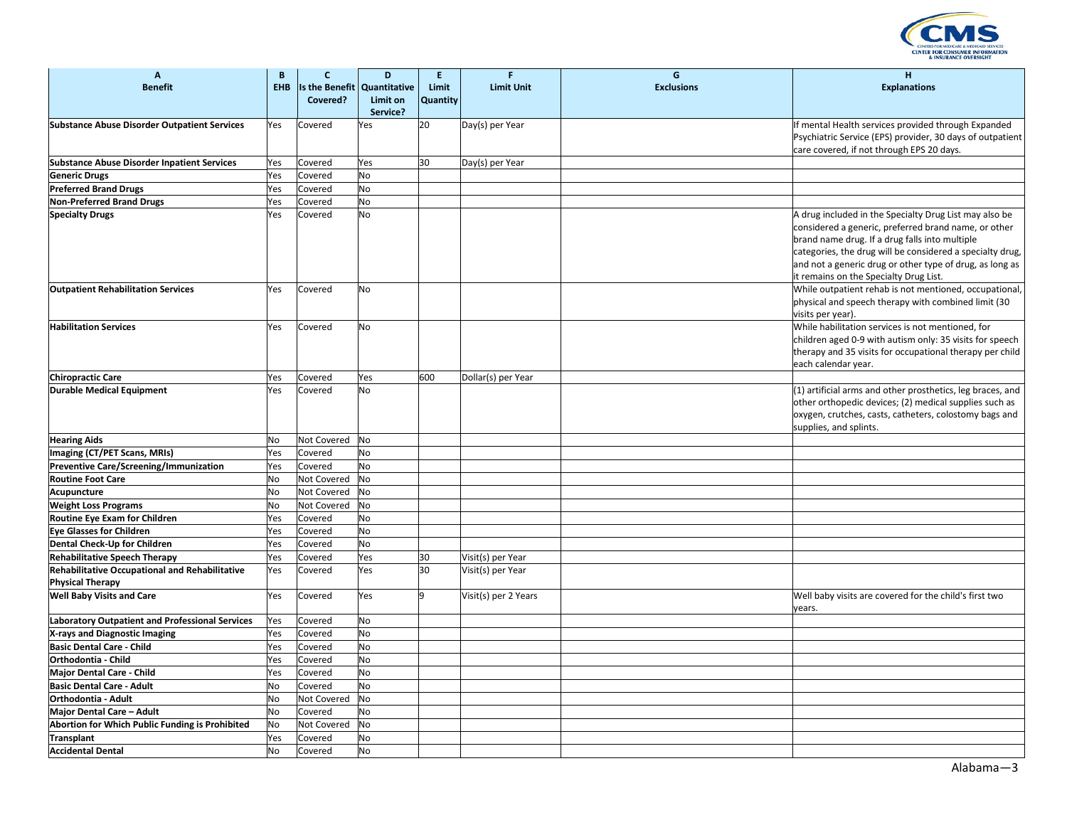| A<br>Benefit | B<br>EHB | C<br>Is the Benefit Covered? | D<br>Quantitative Limit on Service? | E<br>Limit Quantity | F<br>Limit Unit | G<br>Exclusions | H<br>Explanations |
|---|---|---|---|---|---|---|---|
| **Substance Abuse Disorder Outpatient Services** | Yes | Covered | Yes | 20 | Day(s) per Year | | If mental Health services provided through Expanded Psychiatric Service (EPS) provider, 30 days of outpatient care covered, if not through EPS 20 days. |
| **Substance Abuse Disorder Inpatient Services** | Yes | Covered | Yes | 30 | Day(s) per Year | | |
| **Generic Drugs** | Yes | Covered | No | | | | |
| **Preferred Brand Drugs** | Yes | Covered | No | | | | |
| **Non-Preferred Brand Drugs** | Yes | Covered | No | | | | |
| **Specialty Drugs** | Yes | Covered | No | | | | A drug included in the Specialty Drug List may also be considered a generic, preferred brand name, or other brand name drug. If a drug falls into multiple categories, the drug will be considered a specialty drug, and not a generic drug or other type of drug, as long as it remains on the Specialty Drug List. |
| **Outpatient Rehabilitation Services** | Yes | Covered | No | | | | While outpatient rehab is not mentioned, occupational, physical and speech therapy with combined limit (30 visits per year). |
| **Habilitation Services** | Yes | Covered | No | | | | While habilitation services is not mentioned, for children aged 0-9 with autism only: 35 visits for speech therapy and 35 visits for occupational therapy per child each calendar year. |
| **Chiropractic Care** | Yes | Covered | Yes | 600 | Dollar(s) per Year | | |
| **Durable Medical Equipment** | Yes | Covered | No | | | | (1) artificial arms and other prosthetics, leg braces, and other orthopedic devices; (2) medical supplies such as oxygen, crutches, casts, catheters, colostomy bags and supplies, and splints. |
| **Hearing Aids** | No | Not Covered | No | | | | |
| **Imaging (CT/PET Scans, MRIs)** | Yes | Covered | No | | | | |
| **Preventive Care/Screening/Immunization** | Yes | Covered | No | | | | |
| **Routine Foot Care** | No | Not Covered | No | | | | |
| **Acupuncture** | No | Not Covered | No | | | | |
| **Weight Loss Programs** | No | Not Covered | No | | | | |
| **Routine Eye Exam for Children** | Yes | Covered | No | | | | |
| **Eye Glasses for Children** | Yes | Covered | No | | | | |
| **Dental Check-Up for Children** | Yes | Covered | No | | | | |
| **Rehabilitative Speech Therapy** | Yes | Covered | Yes | 30 | Visit(s) per Year | | |
| **Rehabilitative Occupational and Rehabilitative Physical Therapy** | Yes | Covered | Yes | 30 | Visit(s) per Year | | |
| **Well Baby Visits and Care** | Yes | Covered | Yes | 9 | Visit(s) per 2 Years | | Well baby visits are covered for the child's first two years. |
| **Laboratory Outpatient and Professional Services** | Yes | Covered | No | | | | |
| **X-rays and Diagnostic Imaging** | Yes | Covered | No | | | | |
| **Basic Dental Care - Child** | Yes | Covered | No | | | | |
| **Orthodontia - Child** | Yes | Covered | No | | | | |
| **Major Dental Care - Child** | Yes | Covered | No | | | | |
| **Basic Dental Care - Adult** | No | Covered | No | | | | |
| **Orthodontia - Adult** | No | Not Covered | No | | | | |
| **Major Dental Care – Adult** | No | Covered | No | | | | |
| **Abortion for Which Public Funding is Prohibited** | No | Not Covered | No | | | | |
| **Transplant** | Yes | Covered | No | | | | |
| **Accidental Dental** | No | Covered | No | | | | |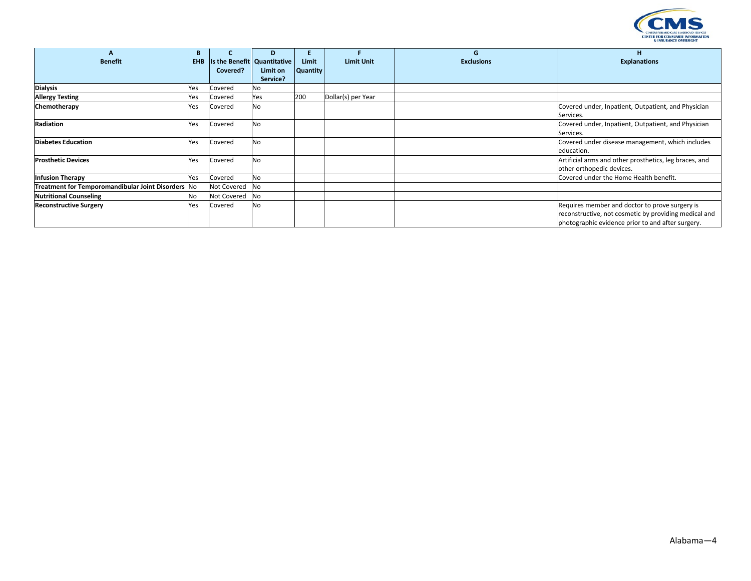| A<br>Benefit | B<br>EHB | C<br>Is the Benefit Covered? | D<br>Quantitative Limit on Service? | E<br>Limit Quantity | F<br>Limit Unit | G<br>Exclusions | H<br>Explanations |
|---|---|---|---|---|---|---|---|
| **Dialysis** | Yes | Covered | No | | | | |
| **Allergy Testing** | Yes | Covered | Yes | 200 | Dollar(s) per Year | | |
| **Chemotherapy** | Yes | Covered | No | | | | Covered under, Inpatient, Outpatient, and Physician Services. |
| **Radiation** | Yes | Covered | No | | | | Covered under, Inpatient, Outpatient, and Physician Services. |
| **Diabetes Education** | Yes | Covered | No | | | | Covered under disease management, which includes education. |
| **Prosthetic Devices** | Yes | Covered | No | | | | Artificial arms and other prosthetics, leg braces, and other orthopedic devices. |
| **Infusion Therapy** | Yes | Covered | No | | | | Covered under the Home Health benefit. |
| **Treatment for Temporomandibular Joint Disorders** | No | Not Covered | No | | | | |
| **Nutritional Counseling** | No | Not Covered | No | | | | |
| **Reconstructive Surgery** | Yes | Covered | No | | | | Requires member and doctor to prove surgery is reconstructive, not cosmetic by providing medical and photographic evidence prior to and after surgery. |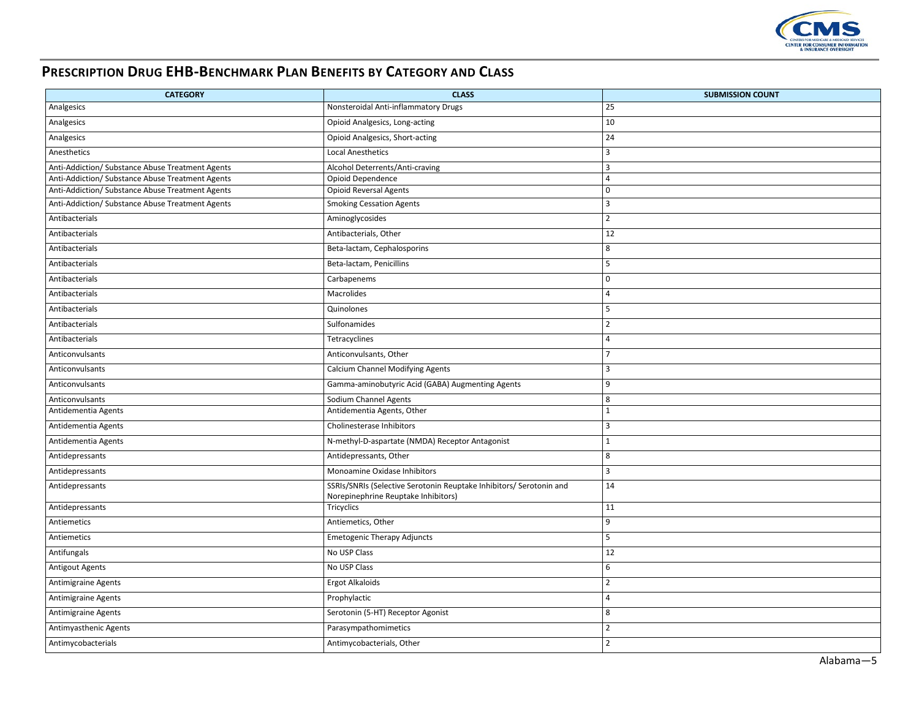## PRESCRIPTION DRUG EHB-BENCHMARK PLAN BENEFITS BY CATEGORY AND CLASS

| CATEGORY | CLASS | SUBMISSION COUNT |
|---|---|---|
| Analgesics | Nonsteroidal Anti-inflammatory Drugs | 25 |
| Analgesics | Opioid Analgesics, Long-acting | 10 |
| Analgesics | Opioid Analgesics, Short-acting | 24 |
| Anesthetics | Local Anesthetics | 3 |
| Anti-Addiction/ Substance Abuse Treatment Agents | Alcohol Deterrents/Anti-craving | 3 |
| Anti-Addiction/ Substance Abuse Treatment Agents | Opioid Dependence | 4 |
| Anti-Addiction/ Substance Abuse Treatment Agents | Opioid Reversal Agents | 0 |
| Anti-Addiction/ Substance Abuse Treatment Agents | Smoking Cessation Agents | 3 |
| Antibacterials | Aminoglycosides | 2 |
| Antibacterials | Antibacterials, Other | 12 |
| Antibacterials | Beta-lactam, Cephalosporins | 8 |
| Antibacterials | Beta-lactam, Penicillins | 5 |
| Antibacterials | Carbapenems | 0 |
| Antibacterials | Macrolides | 4 |
| Antibacterials | Quinolones | 5 |
| Antibacterials | Sulfonamides | 2 |
| Antibacterials | Tetracyclines | 4 |
| Anticonvulsants | Anticonvulsants, Other | 7 |
| Anticonvulsants | Calcium Channel Modifying Agents | 3 |
| Anticonvulsants | Gamma-aminobutyric Acid (GABA) Augmenting Agents | 9 |
| Anticonvulsants | Sodium Channel Agents | 8 |
| Antidementia Agents | Antidementia Agents, Other | 1 |
| Antidementia Agents | Cholinesterase Inhibitors | 3 |
| Antidementia Agents | N-methyl-D-aspartate (NMDA) Receptor Antagonist | 1 |
| Antidepressants | Antidepressants, Other | 8 |
| Antidepressants | Monoamine Oxidase Inhibitors | 3 |
| Antidepressants | SSRIs/SNRIs (Selective Serotonin Reuptake Inhibitors/ Serotonin and Norepinephrine Reuptake Inhibitors) | 14 |
| Antidepressants | Tricyclics | 11 |
| Antiemetics | Antiemetics, Other | 9 |
| Antiemetics | Emetogenic Therapy Adjuncts | 5 |
| Antifungals | No USP Class | 12 |
| Antigout Agents | No USP Class | 6 |
| Antimigraine Agents | Ergot Alkaloids | 2 |
| Antimigraine Agents | Prophylactic | 4 |
| Antimigraine Agents | Serotonin (5-HT) Receptor Agonist | 8 |
| Antimyasthenic Agents | Parasympathomimetics | 2 |
| Antimycobacterials | Antimycobacterials, Other | 2 |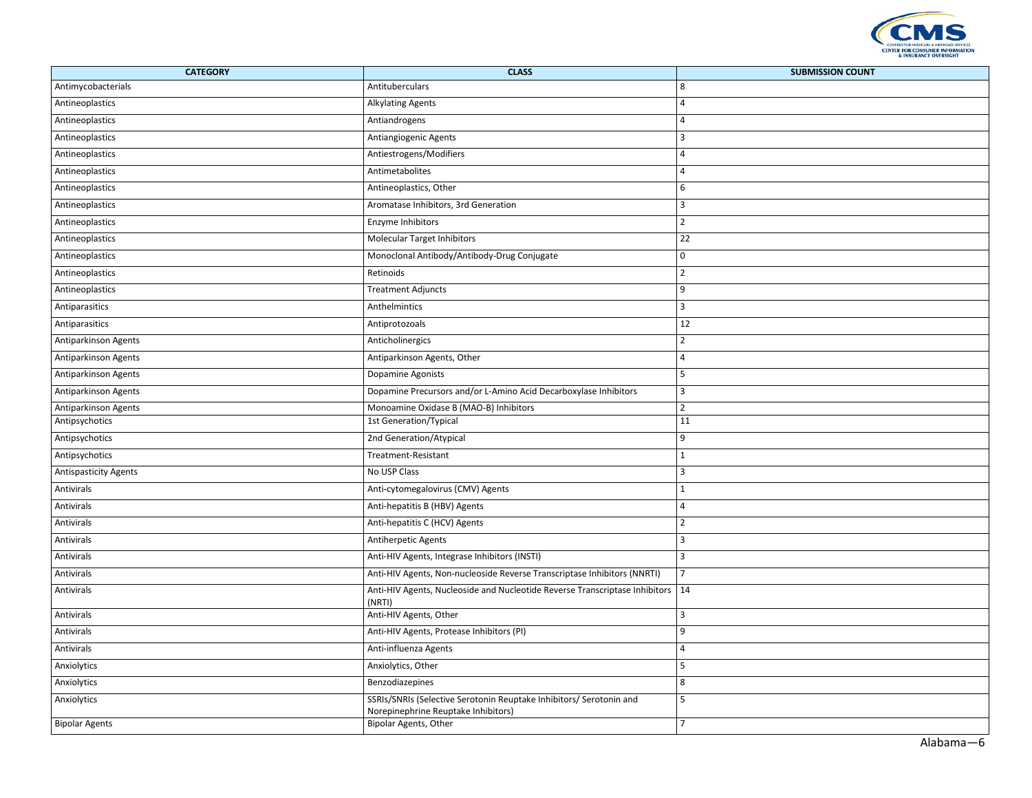| CATEGORY | CLASS | SUBMISSION COUNT |
|---|---|---|
| Antimycobacterials | Antituberculars | 8 |
| Antineoplastics | Alkylating Agents | 4 |
| Antineoplastics | Antiandrogens | 4 |
| Antineoplastics | Antiangiogenic Agents | 3 |
| Antineoplastics | Antiestrogens/Modifiers | 4 |
| Antineoplastics | Antimetabolites | 4 |
| Antineoplastics | Antineoplastics, Other | 6 |
| Antineoplastics | Aromatase Inhibitors, 3rd Generation | 3 |
| Antineoplastics | Enzyme Inhibitors | 2 |
| Antineoplastics | Molecular Target Inhibitors | 22 |
| Antineoplastics | Monoclonal Antibody/Antibody-Drug Conjugate | 0 |
| Antineoplastics | Retinoids | 2 |
| Antineoplastics | Treatment Adjuncts | 9 |
| Antiparasitics | Anthelmintics | 3 |
| Antiparasitics | Antiprotozoals | 12 |
| Antiparkinson Agents | Anticholinergics | 2 |
| Antiparkinson Agents | Antiparkinson Agents, Other | 4 |
| Antiparkinson Agents | Dopamine Agonists | 5 |
| Antiparkinson Agents | Dopamine Precursors and/or L-Amino Acid Decarboxylase Inhibitors | 3 |
| Antiparkinson Agents | Monoamine Oxidase B (MAO-B) Inhibitors | 2 |
| Antipsychotics | 1st Generation/Typical | 11 |
| Antipsychotics | 2nd Generation/Atypical | 9 |
| Antipsychotics | Treatment-Resistant | 1 |
| Antispasticity Agents | No USP Class | 3 |
| Antivirals | Anti-cytomegalovirus (CMV) Agents | 1 |
| Antivirals | Anti-hepatitis B (HBV) Agents | 4 |
| Antivirals | Anti-hepatitis C (HCV) Agents | 2 |
| Antivirals | Antiherpetic Agents | 3 |
| Antivirals | Anti-HIV Agents, Integrase Inhibitors (INSTI) | 3 |
| Antivirals | Anti-HIV Agents, Non-nucleoside Reverse Transcriptase Inhibitors (NNRTI) | 7 |
| Antivirals | Anti-HIV Agents, Nucleoside and Nucleotide Reverse Transcriptase Inhibitors (NRTI) | 14 |
| Antivirals | Anti-HIV Agents, Other | 3 |
| Antivirals | Anti-HIV Agents, Protease Inhibitors (PI) | 9 |
| Antivirals | Anti-influenza Agents | 4 |
| Anxiolytics | Anxiolytics, Other | 5 |
| Anxiolytics | Benzodiazepines | 8 |
| Anxiolytics | SSRIs/SNRIs (Selective Serotonin Reuptake Inhibitors/ Serotonin and Norepinephrine Reuptake Inhibitors) | 5 |
| Bipolar Agents | Bipolar Agents, Other | 7 |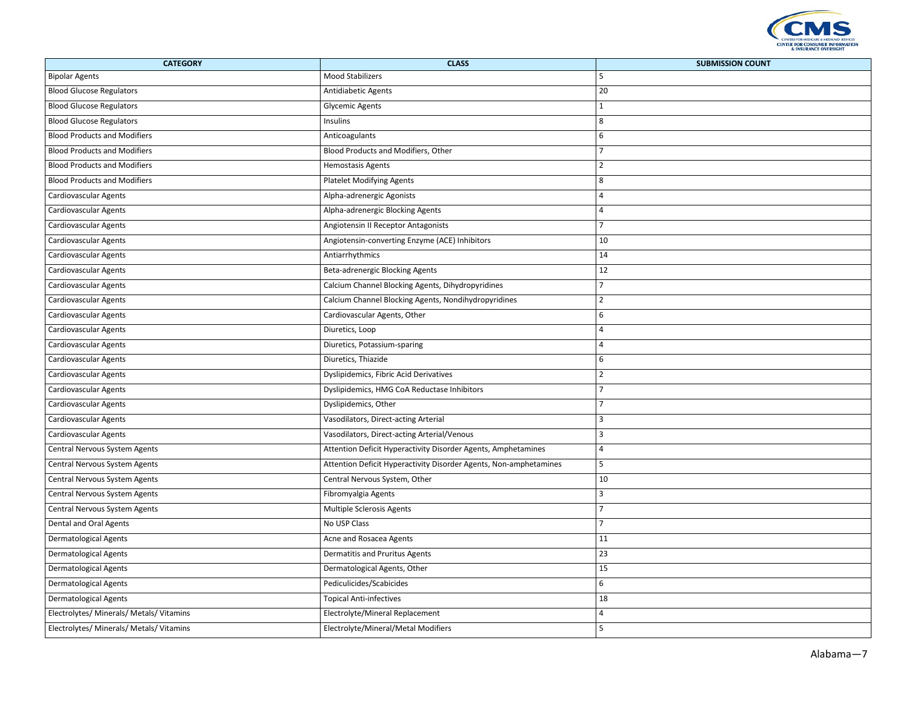| CATEGORY | CLASS | SUBMISSION COUNT |
| --- | --- | --- |
| Bipolar Agents | Mood Stabilizers | 5 |
| Blood Glucose Regulators | Antidiabetic Agents | 20 |
| Blood Glucose Regulators | Glycemic Agents | 1 |
| Blood Glucose Regulators | Insulins | 8 |
| Blood Products and Modifiers | Anticoagulants | 6 |
| Blood Products and Modifiers | Blood Products and Modifiers, Other | 7 |
| Blood Products and Modifiers | Hemostasis Agents | 2 |
| Blood Products and Modifiers | Platelet Modifying Agents | 8 |
| Cardiovascular Agents | Alpha-adrenergic Agonists | 4 |
| Cardiovascular Agents | Alpha-adrenergic Blocking Agents | 4 |
| Cardiovascular Agents | Angiotensin II Receptor Antagonists | 7 |
| Cardiovascular Agents | Angiotensin-converting Enzyme (ACE) Inhibitors | 10 |
| Cardiovascular Agents | Antiarrhythmics | 14 |
| Cardiovascular Agents | Beta-adrenergic Blocking Agents | 12 |
| Cardiovascular Agents | Calcium Channel Blocking Agents, Dihydropyridines | 7 |
| Cardiovascular Agents | Calcium Channel Blocking Agents, Nondihydropyridines | 2 |
| Cardiovascular Agents | Cardiovascular Agents, Other | 6 |
| Cardiovascular Agents | Diuretics, Loop | 4 |
| Cardiovascular Agents | Diuretics, Potassium-sparing | 4 |
| Cardiovascular Agents | Diuretics, Thiazide | 6 |
| Cardiovascular Agents | Dyslipidemics, Fibric Acid Derivatives | 2 |
| Cardiovascular Agents | Dyslipidemics, HMG CoA Reductase Inhibitors | 7 |
| Cardiovascular Agents | Dyslipidemics, Other | 7 |
| Cardiovascular Agents | Vasodilators, Direct-acting Arterial | 3 |
| Cardiovascular Agents | Vasodilators, Direct-acting Arterial/Venous | 3 |
| Central Nervous System Agents | Attention Deficit Hyperactivity Disorder Agents, Amphetamines | 4 |
| Central Nervous System Agents | Attention Deficit Hyperactivity Disorder Agents, Non-amphetamines | 5 |
| Central Nervous System Agents | Central Nervous System, Other | 10 |
| Central Nervous System Agents | Fibromyalgia Agents | 3 |
| Central Nervous System Agents | Multiple Sclerosis Agents | 7 |
| Dental and Oral Agents | No USP Class | 7 |
| Dermatological Agents | Acne and Rosacea Agents | 11 |
| Dermatological Agents | Dermatitis and Pruritus Agents | 23 |
| Dermatological Agents | Dermatological Agents, Other | 15 |
| Dermatological Agents | Pediculicides/Scabicides | 6 |
| Dermatological Agents | Topical Anti-infectives | 18 |
| Electrolytes/ Minerals/ Metals/ Vitamins | Electrolyte/Mineral Replacement | 4 |
| Electrolytes/ Minerals/ Metals/ Vitamins | Electrolyte/Mineral/Metal Modifiers | 5 |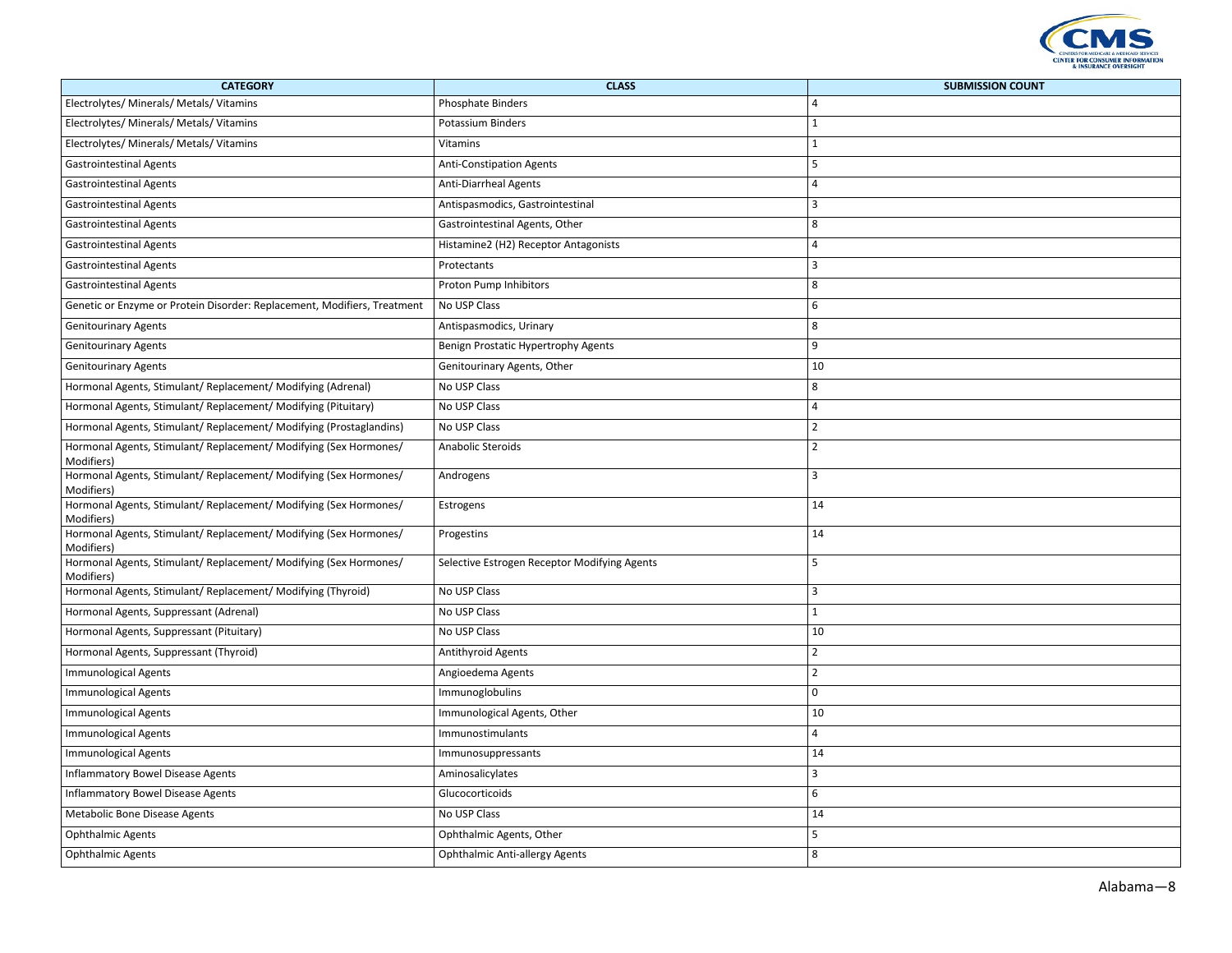| CATEGORY | CLASS | SUBMISSION COUNT |
|---|---|---|
| Electrolytes/ Minerals/ Metals/ Vitamins | Phosphate Binders | 4 |
| Electrolytes/ Minerals/ Metals/ Vitamins | Potassium Binders | 1 |
| Electrolytes/ Minerals/ Metals/ Vitamins | Vitamins | 1 |
| Gastrointestinal Agents | Anti-Constipation Agents | 5 |
| Gastrointestinal Agents | Anti-Diarrheal Agents | 4 |
| Gastrointestinal Agents | Antispasmodics, Gastrointestinal | 3 |
| Gastrointestinal Agents | Gastrointestinal Agents, Other | 8 |
| Gastrointestinal Agents | Histamine2 (H2) Receptor Antagonists | 4 |
| Gastrointestinal Agents | Protectants | 3 |
| Gastrointestinal Agents | Proton Pump Inhibitors | 8 |
| Genetic or Enzyme or Protein Disorder: Replacement, Modifiers, Treatment | No USP Class | 6 |
| Genitourinary Agents | Antispasmodics, Urinary | 8 |
| Genitourinary Agents | Benign Prostatic Hypertrophy Agents | 9 |
| Genitourinary Agents | Genitourinary Agents, Other | 10 |
| Hormonal Agents, Stimulant/ Replacement/ Modifying (Adrenal) | No USP Class | 8 |
| Hormonal Agents, Stimulant/ Replacement/ Modifying (Pituitary) | No USP Class | 4 |
| Hormonal Agents, Stimulant/ Replacement/ Modifying (Prostaglandins) | No USP Class | 2 |
| Hormonal Agents, Stimulant/ Replacement/ Modifying (Sex Hormones/ Modifiers) | Anabolic Steroids | 2 |
| Hormonal Agents, Stimulant/ Replacement/ Modifying (Sex Hormones/ Modifiers) | Androgens | 3 |
| Hormonal Agents, Stimulant/ Replacement/ Modifying (Sex Hormones/ Modifiers) | Estrogens | 14 |
| Hormonal Agents, Stimulant/ Replacement/ Modifying (Sex Hormones/ Modifiers) | Progestins | 14 |
| Hormonal Agents, Stimulant/ Replacement/ Modifying (Sex Hormones/ Modifiers) | Selective Estrogen Receptor Modifying Agents | 5 |
| Hormonal Agents, Stimulant/ Replacement/ Modifying (Thyroid) | No USP Class | 3 |
| Hormonal Agents, Suppressant (Adrenal) | No USP Class | 1 |
| Hormonal Agents, Suppressant (Pituitary) | No USP Class | 10 |
| Hormonal Agents, Suppressant (Thyroid) | Antithyroid Agents | 2 |
| Immunological Agents | Angioedema Agents | 2 |
| Immunological Agents | Immunoglobulins | 0 |
| Immunological Agents | Immunological Agents, Other | 10 |
| Immunological Agents | Immunostimulants | 4 |
| Immunological Agents | Immunosuppressants | 14 |
| Inflammatory Bowel Disease Agents | Aminosalicylates | 3 |
| Inflammatory Bowel Disease Agents | Glucocorticoids | 6 |
| Metabolic Bone Disease Agents | No USP Class | 14 |
| Ophthalmic Agents | Ophthalmic Agents, Other | 5 |
| Ophthalmic Agents | Ophthalmic Anti-allergy Agents | 8 |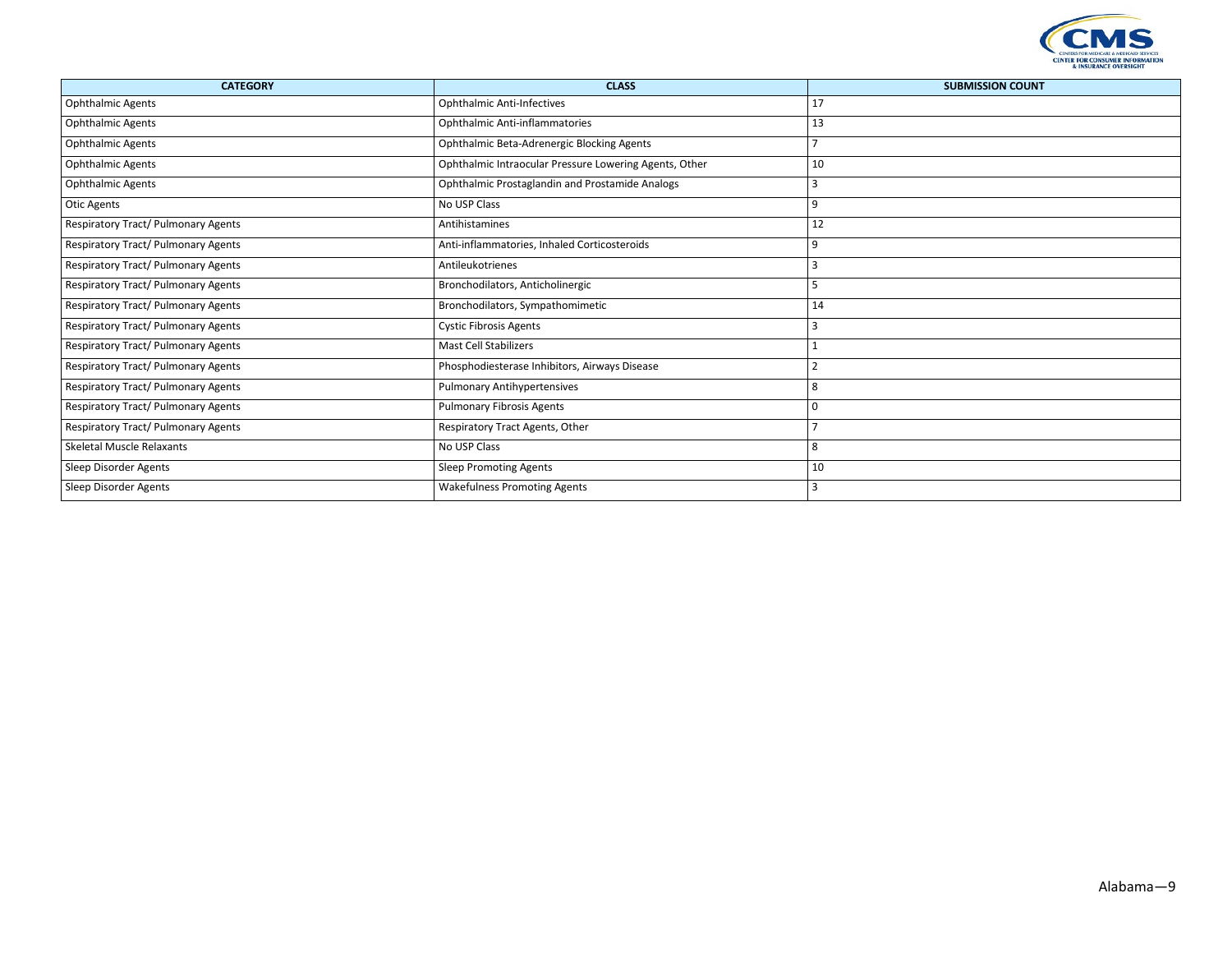| CATEGORY | CLASS | SUBMISSION COUNT |
| --- | --- | --- |
| Ophthalmic Agents | Ophthalmic Anti-Infectives | 17 |
| Ophthalmic Agents | Ophthalmic Anti-inflammatories | 13 |
| Ophthalmic Agents | Ophthalmic Beta-Adrenergic Blocking Agents | 7 |
| Ophthalmic Agents | Ophthalmic Intraocular Pressure Lowering Agents, Other | 10 |
| Ophthalmic Agents | Ophthalmic Prostaglandin and Prostamide Analogs | 3 |
| Otic Agents | No USP Class | 9 |
| Respiratory Tract/ Pulmonary Agents | Antihistamines | 12 |
| Respiratory Tract/ Pulmonary Agents | Anti-inflammatories, Inhaled Corticosteroids | 9 |
| Respiratory Tract/ Pulmonary Agents | Antileukotrienes | 3 |
| Respiratory Tract/ Pulmonary Agents | Bronchodilators, Anticholinergic | 5 |
| Respiratory Tract/ Pulmonary Agents | Bronchodilators, Sympathomimetic | 14 |
| Respiratory Tract/ Pulmonary Agents | Cystic Fibrosis Agents | 3 |
| Respiratory Tract/ Pulmonary Agents | Mast Cell Stabilizers | 1 |
| Respiratory Tract/ Pulmonary Agents | Phosphodiesterase Inhibitors, Airways Disease | 2 |
| Respiratory Tract/ Pulmonary Agents | Pulmonary Antihypertensives | 8 |
| Respiratory Tract/ Pulmonary Agents | Pulmonary Fibrosis Agents | 0 |
| Respiratory Tract/ Pulmonary Agents | Respiratory Tract Agents, Other | 7 |
| Skeletal Muscle Relaxants | No USP Class | 8 |
| Sleep Disorder Agents | Sleep Promoting Agents | 10 |
| Sleep Disorder Agents | Wakefulness Promoting Agents | 3 |